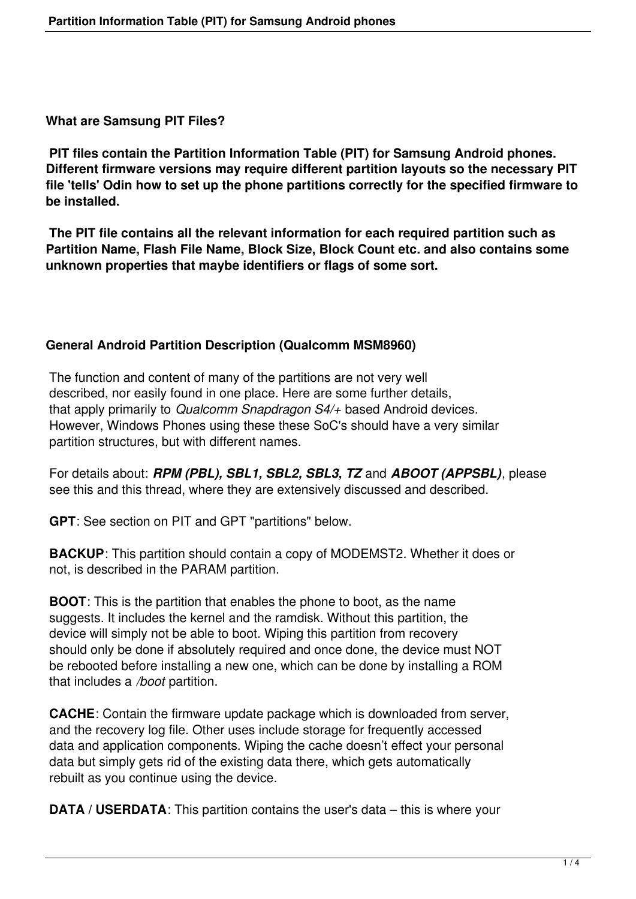## What are Samsung PIT Files?

**PIT files contain the Partition Information Table (PIT) for Samsung Android phones. Different firmware versions may require different partition layouts so the necessary PIT file 'tells' Odin how to set up the phone partitions correctly for the specified firmware to be installed.**

**The PIT file contains all the relevant information for each required partition such as Partition Name, Flash File Name, Block Size, Block Count etc. and also contains some unknown properties that maybe identifiers or flags of some sort.**

## General Android Partition Description (Qualcomm MSM8960)

The function and content of many of the partitions are not very well described, nor easily found in one place. Here are some further details, that apply primarily to *Qualcomm Snapdragon S4/+* based Android devices. However, Windows Phones using these these SoC's should have a very similar partition structures, but with different names.

For details about: ***RPM (PBL), SBL1, SBL2, SBL3, TZ*** and ***ABOOT (APPSBL)***, please see this and this thread, where they are extensively discussed and described.

**GPT**: See section on PIT and GPT "partitions" below.

**BACKUP**: This partition should contain a copy of MODEMST2. Whether it does or not, is described in the PARAM partition.

**BOOT**: This is the partition that enables the phone to boot, as the name suggests. It includes the kernel and the ramdisk. Without this partition, the device will simply not be able to boot. Wiping this partition from recovery should only be done if absolutely required and once done, the device must NOT be rebooted before installing a new one, which can be done by installing a ROM that includes a */boot* partition.

**CACHE**: Contain the firmware update package which is downloaded from server, and the recovery log file. Other uses include storage for frequently accessed data and application components. Wiping the cache doesn't effect your personal data but simply gets rid of the existing data there, which gets automatically rebuilt as you continue using the device.

**DATA / USERDATA**: This partition contains the user's data – this is where your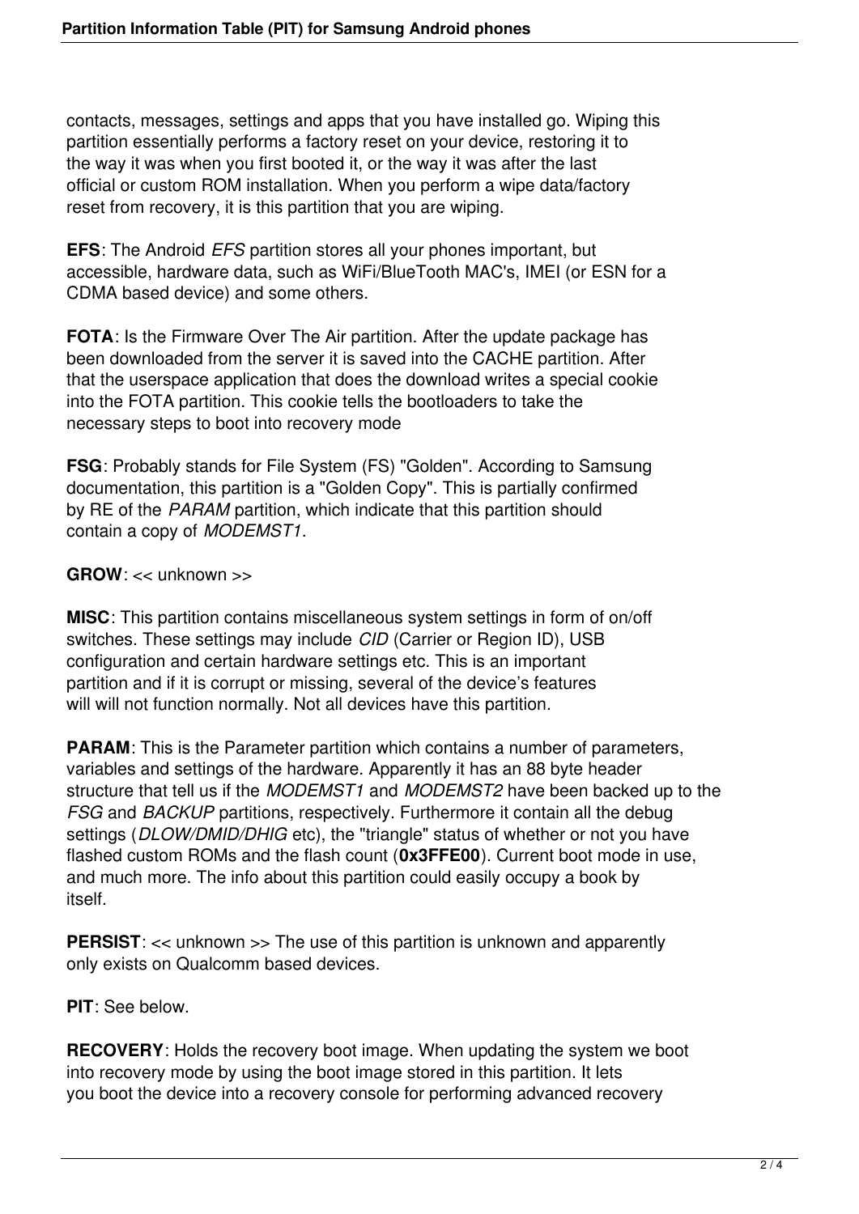contacts, messages, settings and apps that you have installed go. Wiping this partition essentially performs a factory reset on your device, restoring it to the way it was when you first booted it, or the way it was after the last official or custom ROM installation. When you perform a wipe data/factory reset from recovery, it is this partition that you are wiping.

**EFS**: The Android *EFS* partition stores all your phones important, but accessible, hardware data, such as WiFi/BlueTooth MAC's, IMEI (or ESN for a CDMA based device) and some others.

**FOTA**: Is the Firmware Over The Air partition. After the update package has been downloaded from the server it is saved into the CACHE partition. After that the userspace application that does the download writes a special cookie into the FOTA partition. This cookie tells the bootloaders to take the necessary steps to boot into recovery mode

**FSG**: Probably stands for File System (FS) "Golden". According to Samsung documentation, this partition is a "Golden Copy". This is partially confirmed by RE of the *PARAM* partition, which indicate that this partition should contain a copy of *MODEMST1*.

**GROW**: << unknown >>

**MISC**: This partition contains miscellaneous system settings in form of on/off switches. These settings may include *CID* (Carrier or Region ID), USB configuration and certain hardware settings etc. This is an important partition and if it is corrupt or missing, several of the device's features will will not function normally. Not all devices have this partition.

**PARAM**: This is the Parameter partition which contains a number of parameters, variables and settings of the hardware. Apparently it has an 88 byte header structure that tell us if the *MODEMST1* and *MODEMST2* have been backed up to the *FSG* and *BACKUP* partitions, respectively. Furthermore it contain all the debug settings (*DLOW/DMID/DHIG* etc), the "triangle" status of whether or not you have flashed custom ROMs and the flash count (**0x3FFE00**). Current boot mode in use, and much more. The info about this partition could easily occupy a book by itself.

**PERSIST**: << unknown >> The use of this partition is unknown and apparently only exists on Qualcomm based devices.

**PIT**: See below.

**RECOVERY**: Holds the recovery boot image. When updating the system we boot into recovery mode by using the boot image stored in this partition. It lets you boot the device into a recovery console for performing advanced recovery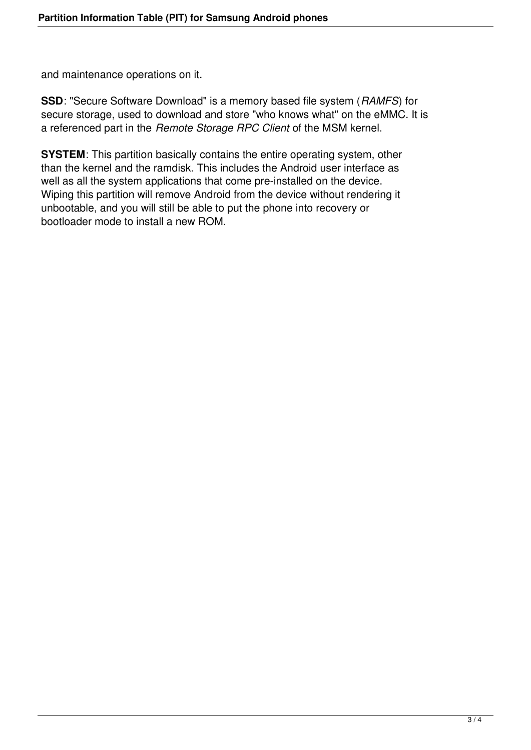and maintenance operations on it.

**SSD**: "Secure Software Download" is a memory based file system (*RAMFS*) for secure storage, used to download and store "who knows what" on the eMMC. It is a referenced part in the *Remote Storage RPC Client* of the MSM kernel.

**SYSTEM**: This partition basically contains the entire operating system, other than the kernel and the ramdisk. This includes the Android user interface as well as all the system applications that come pre-installed on the device. Wiping this partition will remove Android from the device without rendering it unbootable, and you will still be able to put the phone into recovery or bootloader mode to install a new ROM.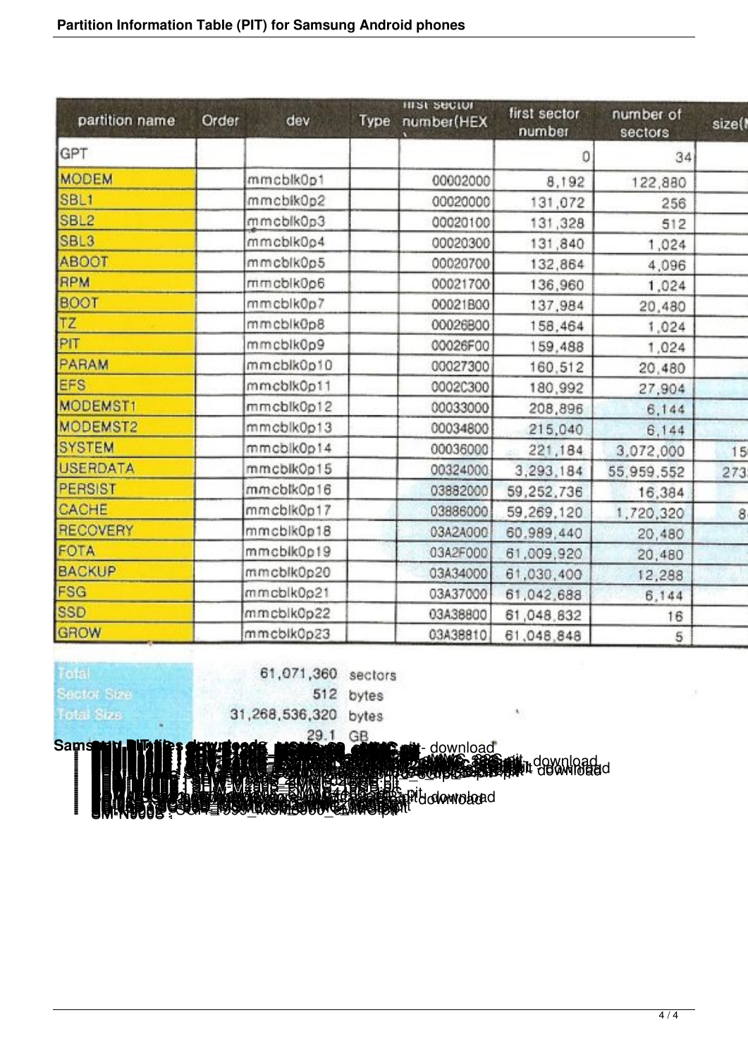| partition name | Order | dev | Type | first sector number(HEX) | first sector number | number of sectors | size( |
|---|---|---|---|---|---|---|---|
| GPT | | | | | 0 | 34 | |
| MODEM | | mmcblk0p1 | | 00002000 | 8,192 | 122,880 | |
| SBL1 | | mmcblk0p2 | | 00020000 | 131,072 | 256 | |
| SBL2 | | mmcblk0p3 | | 00020100 | 131,328 | 512 | |
| SBL3 | | mmcblk0p4 | | 00020300 | 131,840 | 1,024 | |
| ABOOT | | mmcblk0p5 | | 00020700 | 132,864 | 4,096 | |
| RPM | | mmcblk0p6 | | 00021700 | 136,960 | 1,024 | |
| BOOT | | mmcblk0p7 | | 00021B00 | 137,984 | 20,480 | |
| TZ | | mmcblk0p8 | | 00026B00 | 158,464 | 1,024 | |
| PIT | | mmcblk0p9 | | 00026F00 | 159,488 | 1,024 | |
| PARAM | | mmcblk0p10 | | 00027300 | 160,512 | 20,480 | |
| EFS | | mmcblk0p11 | | 0002C300 | 180,992 | 27,904 | |
| MODEMST1 | | mmcblk0p12 | | 00033000 | 208,896 | 6,144 | |
| MODEMST2 | | mmcblk0p13 | | 00034800 | 215,040 | 6,144 | |
| SYSTEM | | mmcblk0p14 | | 00036000 | 221,184 | 3,072,000 | 15 |
| USERDATA | | mmcblk0p15 | | 00324000 | 3,293,184 | 55,959,552 | 273 |
| PERSIST | | mmcblk0p16 | | 03882000 | 59,252,736 | 16,384 | |
| CACHE | | mmcblk0p17 | | 03886000 | 59,269,120 | 1,720,320 | 8 |
| RECOVERY | | mmcblk0p18 | | 03A2A000 | 60,989,440 | 20,480 | |
| FOTA | | mmcblk0p19 | | 03A2F000 | 61,009,920 | 20,480 | |
| BACKUP | | mmcblk0p20 | | 03A34000 | 61,030,400 | 12,288 | |
| FSG | | mmcblk0p21 | | 03A37000 | 61,042,688 | 6,144 | |
| SSD | | mmcblk0p22 | | 03A38800 | 61,048,832 | 16 | |
| GROW | | mmcblk0p23 | | 03A38810 | 61,048,848 | 5 | |

| | | |
|---|---|---|
| Total | 61,071,360 | sectors |
| Sector Size | 512 | bytes |
| Total Size | 31,268,536,320 | bytes |
| | 29.1 | GB |

**Samsung PIT files downloads**